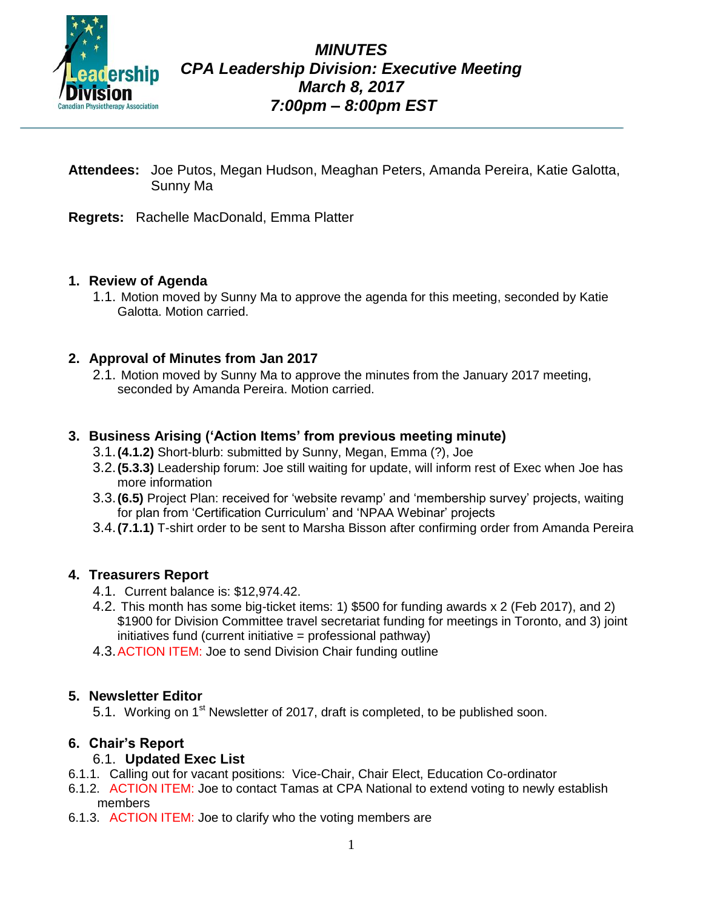# *MINUTES*
# *CPA Leadership Division: Executive Meeting*
# *March 8, 2017*
# *7:00pm – 8:00pm EST*

**Attendees:** Joe Putos, Megan Hudson, Meaghan Peters, Amanda Pereira, Katie Galotta, Sunny Ma

**Regrets:** Rachelle MacDonald, Emma Platter

## 1. Review of Agenda

1.1. Motion moved by Sunny Ma to approve the agenda for this meeting, seconded by Katie Galotta. Motion carried.

## 2. Approval of Minutes from Jan 2017

2.1. Motion moved by Sunny Ma to approve the minutes from the January 2017 meeting, seconded by Amanda Pereira. Motion carried.

## 3. Business Arising ('Action Items' from previous meeting minute)

3.1. **(4.1.2)** Short-blurb: submitted by Sunny, Megan, Emma (?), Joe

3.2. **(5.3.3)** Leadership forum: Joe still waiting for update, will inform rest of Exec when Joe has more information

3.3. **(6.5)** Project Plan: received for 'website revamp' and 'membership survey' projects, waiting for plan from 'Certification Curriculum' and 'NPAA Webinar' projects

3.4. **(7.1.1)** T-shirt order to be sent to Marsha Bisson after confirming order from Amanda Pereira

## 4. Treasurers Report

4.1. Current balance is: $12,974.42.

4.2. This month has some big-ticket items: 1) $500 for funding awards x 2 (Feb 2017), and 2) $1900 for Division Committee travel secretariat funding for meetings in Toronto, and 3) joint initiatives fund (current initiative = professional pathway)

4.3. ACTION ITEM: Joe to send Division Chair funding outline

## 5. Newsletter Editor

5.1. Working on 1st Newsletter of 2017, draft is completed, to be published soon.

## 6. Chair's Report

### 6.1. Updated Exec List

6.1.1. Calling out for vacant positions: Vice-Chair, Chair Elect, Education Co-ordinator

6.1.2. ACTION ITEM: Joe to contact Tamas at CPA National to extend voting to newly establish members

6.1.3. ACTION ITEM: Joe to clarify who the voting members are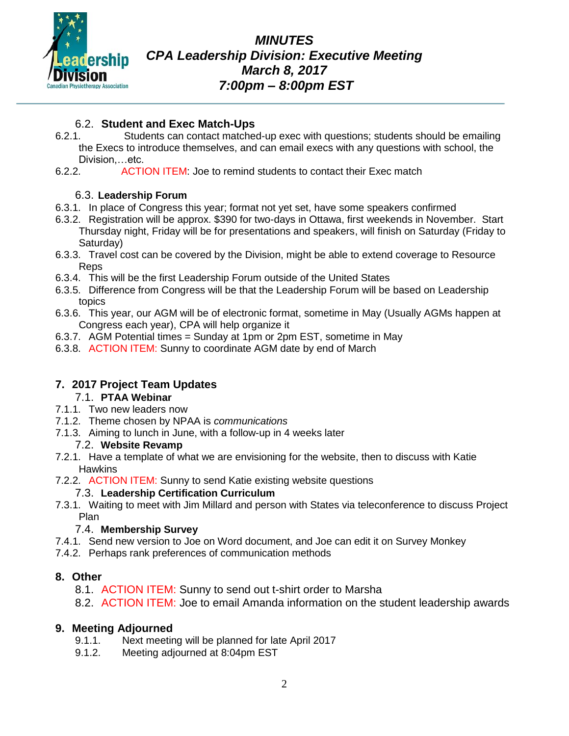# MINUTES
## CPA Leadership Division: Executive Meeting
## March 8, 2017
## 7:00pm – 8:00pm EST

### 6.2. Student and Exec Match-Ups

6.2.1. Students can contact matched-up exec with questions; students should be emailing the Execs to introduce themselves, and can email execs with any questions with school, the Division,…etc.

6.2.2. ACTION ITEM: Joe to remind students to contact their Exec match

### 6.3. Leadership Forum

6.3.1. In place of Congress this year; format not yet set, have some speakers confirmed

6.3.2. Registration will be approx. $390 for two-days in Ottawa, first weekends in November. Start Thursday night, Friday will be for presentations and speakers, will finish on Saturday (Friday to Saturday)

6.3.3. Travel cost can be covered by the Division, might be able to extend coverage to Resource Reps

6.3.4. This will be the first Leadership Forum outside of the United States

6.3.5. Difference from Congress will be that the Leadership Forum will be based on Leadership topics

6.3.6. This year, our AGM will be of electronic format, sometime in May (Usually AGMs happen at Congress each year), CPA will help organize it

6.3.7. AGM Potential times = Sunday at 1pm or 2pm EST, sometime in May

6.3.8. ACTION ITEM: Sunny to coordinate AGM date by end of March

## 7. 2017 Project Team Updates

### 7.1. PTAA Webinar

7.1.1. Two new leaders now

7.1.2. Theme chosen by NPAA is *communications*

7.1.3. Aiming to lunch in June, with a follow-up in 4 weeks later

### 7.2. Website Revamp

7.2.1. Have a template of what we are envisioning for the website, then to discuss with Katie Hawkins

7.2.2. ACTION ITEM: Sunny to send Katie existing website questions

### 7.3. Leadership Certification Curriculum

7.3.1. Waiting to meet with Jim Millard and person with States via teleconference to discuss Project Plan

### 7.4. Membership Survey

7.4.1. Send new version to Joe on Word document, and Joe can edit it on Survey Monkey

7.4.2. Perhaps rank preferences of communication methods

## 8. Other

8.1. ACTION ITEM: Sunny to send out t-shirt order to Marsha

8.2. ACTION ITEM: Joe to email Amanda information on the student leadership awards

## 9. Meeting Adjourned

9.1.1. Next meeting will be planned for late April 2017

9.1.2. Meeting adjourned at 8:04pm EST